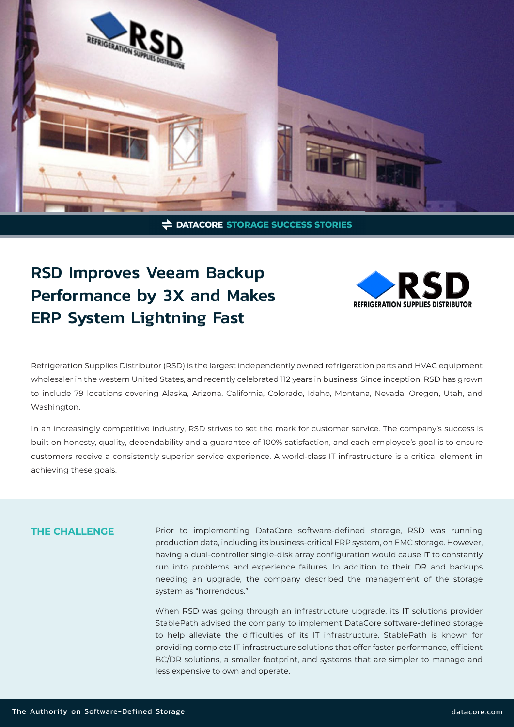DATACORE STORAGE SUCCESS STORIES

# RSD Improves Veeam Backup Performance by 3X and Makes ERP System Lightning Fast

Refrigeration Supplies Distributor (RSD) is the largest independently owned refrigeration parts and HVAC equipment wholesaler in the western United States, and recently celebrated 112 years in business. Since inception, RSD has grown to include 79 locations covering Alaska, Arizona, California, Colorado, Idaho, Montana, Nevada, Oregon, Utah, and Washington.

In an increasingly competitive industry, RSD strives to set the mark for customer service. The company's success is built on honesty, quality, dependability and a guarantee of 100% satisfaction, and each employee's goal is to ensure customers receive a consistently superior service experience. A world-class IT infrastructure is a critical element in achieving these goals.

## THE CHALLENGE

Prior to implementing DataCore software-defined storage, RSD was running production data, including its business-critical ERP system, on EMC storage. However, having a dual-controller single-disk array configuration would cause IT to constantly run into problems and experience failures. In addition to their DR and backups needing an upgrade, the company described the management of the storage system as "horrendous."

When RSD was going through an infrastructure upgrade, its IT solutions provider StablePath advised the company to implement DataCore software-defined storage to help alleviate the difficulties of its IT infrastructure. StablePath is known for providing complete IT infrastructure solutions that offer faster performance, efficient BC/DR solutions, a smaller footprint, and systems that are simpler to manage and less expensive to own and operate.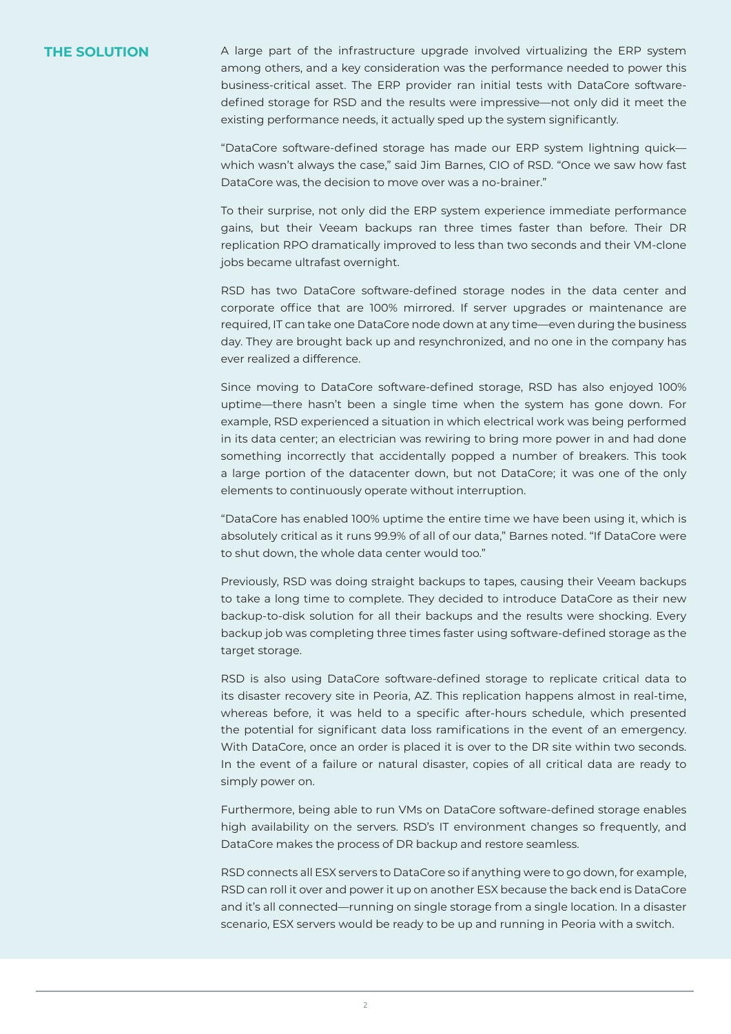## THE SOLUTION

A large part of the infrastructure upgrade involved virtualizing the ERP system among others, and a key consideration was the performance needed to power this business-critical asset. The ERP provider ran initial tests with DataCore software-defined storage for RSD and the results were impressive—not only did it meet the existing performance needs, it actually sped up the system significantly.

"DataCore software-defined storage has made our ERP system lightning quick—which wasn't always the case," said Jim Barnes, CIO of RSD. "Once we saw how fast DataCore was, the decision to move over was a no-brainer."

To their surprise, not only did the ERP system experience immediate performance gains, but their Veeam backups ran three times faster than before. Their DR replication RPO dramatically improved to less than two seconds and their VM-clone jobs became ultrafast overnight.

RSD has two DataCore software-defined storage nodes in the data center and corporate office that are 100% mirrored. If server upgrades or maintenance are required, IT can take one DataCore node down at any time—even during the business day. They are brought back up and resynchronized, and no one in the company has ever realized a difference.

Since moving to DataCore software-defined storage, RSD has also enjoyed 100% uptime—there hasn't been a single time when the system has gone down. For example, RSD experienced a situation in which electrical work was being performed in its data center; an electrician was rewiring to bring more power in and had done something incorrectly that accidentally popped a number of breakers. This took a large portion of the datacenter down, but not DataCore; it was one of the only elements to continuously operate without interruption.

"DataCore has enabled 100% uptime the entire time we have been using it, which is absolutely critical as it runs 99.9% of all of our data," Barnes noted. "If DataCore were to shut down, the whole data center would too."

Previously, RSD was doing straight backups to tapes, causing their Veeam backups to take a long time to complete. They decided to introduce DataCore as their new backup-to-disk solution for all their backups and the results were shocking. Every backup job was completing three times faster using software-defined storage as the target storage.

RSD is also using DataCore software-defined storage to replicate critical data to its disaster recovery site in Peoria, AZ. This replication happens almost in real-time, whereas before, it was held to a specific after-hours schedule, which presented the potential for significant data loss ramifications in the event of an emergency. With DataCore, once an order is placed it is over to the DR site within two seconds. In the event of a failure or natural disaster, copies of all critical data are ready to simply power on.

Furthermore, being able to run VMs on DataCore software-defined storage enables high availability on the servers. RSD's IT environment changes so frequently, and DataCore makes the process of DR backup and restore seamless.

RSD connects all ESX servers to DataCore so if anything were to go down, for example, RSD can roll it over and power it up on another ESX because the back end is DataCore and it's all connected—running on single storage from a single location. In a disaster scenario, ESX servers would be ready to be up and running in Peoria with a switch.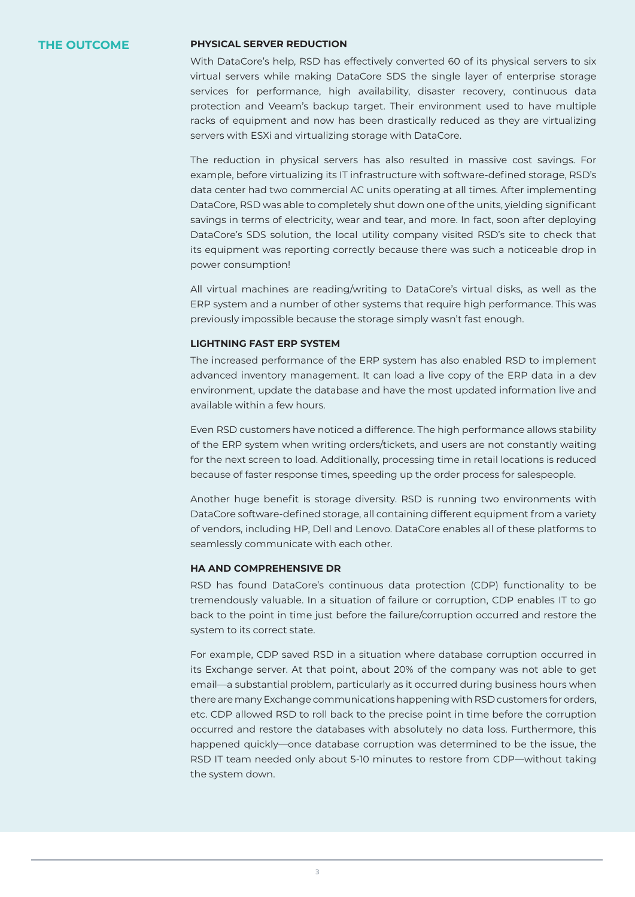## THE OUTCOME

### PHYSICAL SERVER REDUCTION

With DataCore's help, RSD has effectively converted 60 of its physical servers to six virtual servers while making DataCore SDS the single layer of enterprise storage services for performance, high availability, disaster recovery, continuous data protection and Veeam's backup target. Their environment used to have multiple racks of equipment and now has been drastically reduced as they are virtualizing servers with ESXi and virtualizing storage with DataCore.

The reduction in physical servers has also resulted in massive cost savings. For example, before virtualizing its IT infrastructure with software-defined storage, RSD's data center had two commercial AC units operating at all times. After implementing DataCore, RSD was able to completely shut down one of the units, yielding significant savings in terms of electricity, wear and tear, and more. In fact, soon after deploying DataCore's SDS solution, the local utility company visited RSD's site to check that its equipment was reporting correctly because there was such a noticeable drop in power consumption!

All virtual machines are reading/writing to DataCore's virtual disks, as well as the ERP system and a number of other systems that require high performance. This was previously impossible because the storage simply wasn't fast enough.

### LIGHTNING FAST ERP SYSTEM

The increased performance of the ERP system has also enabled RSD to implement advanced inventory management. It can load a live copy of the ERP data in a dev environment, update the database and have the most updated information live and available within a few hours.

Even RSD customers have noticed a difference. The high performance allows stability of the ERP system when writing orders/tickets, and users are not constantly waiting for the next screen to load. Additionally, processing time in retail locations is reduced because of faster response times, speeding up the order process for salespeople.

Another huge benefit is storage diversity. RSD is running two environments with DataCore software-defined storage, all containing different equipment from a variety of vendors, including HP, Dell and Lenovo. DataCore enables all of these platforms to seamlessly communicate with each other.

### HA AND COMPREHENSIVE DR

RSD has found DataCore's continuous data protection (CDP) functionality to be tremendously valuable. In a situation of failure or corruption, CDP enables IT to go back to the point in time just before the failure/corruption occurred and restore the system to its correct state.

For example, CDP saved RSD in a situation where database corruption occurred in its Exchange server. At that point, about 20% of the company was not able to get email—a substantial problem, particularly as it occurred during business hours when there are many Exchange communications happening with RSD customers for orders, etc. CDP allowed RSD to roll back to the precise point in time before the corruption occurred and restore the databases with absolutely no data loss. Furthermore, this happened quickly—once database corruption was determined to be the issue, the RSD IT team needed only about 5-10 minutes to restore from CDP—without taking the system down.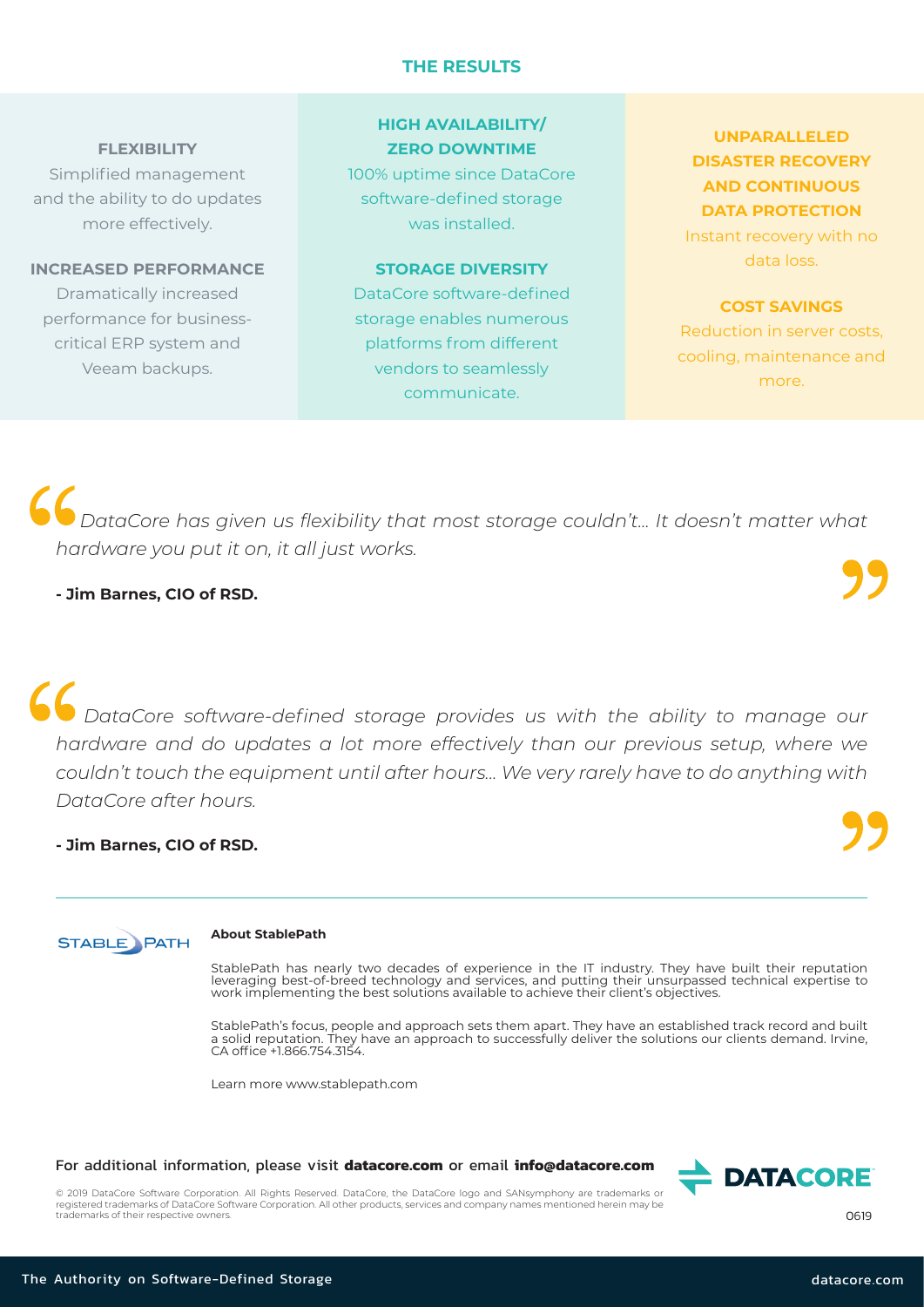## THE RESULTS

**FLEXIBILITY**

Simplified management and the ability to do updates more effectively.

**INCREASED PERFORMANCE**

Dramatically increased performance for business-critical ERP system and Veeam backups.

**HIGH AVAILABILITY/ ZERO DOWNTIME**

100% uptime since DataCore software-defined storage was installed.

**STORAGE DIVERSITY**

DataCore software-defined storage enables numerous platforms from different vendors to seamlessly communicate.

**UNPARALLELED DISASTER RECOVERY AND CONTINUOUS DATA PROTECTION**

Instant recovery with no data loss.

**COST SAVINGS**

Reduction in server costs, cooling, maintenance and more.

> *DataCore has given us flexibility that most storage couldn't… It doesn't matter what hardware you put it on, it all just works.*
>
> **- Jim Barnes, CIO of RSD.**

> *DataCore software-defined storage provides us with the ability to manage our hardware and do updates a lot more effectively than our previous setup, where we couldn't touch the equipment until after hours… We very rarely have to do anything with DataCore after hours.*
>
> **- Jim Barnes, CIO of RSD.**

---

STABLE PATH

**About StablePath**

StablePath has nearly two decades of experience in the IT industry. They have built their reputation leveraging best-of-breed technology and services, and putting their unsurpassed technical expertise to work implementing the best solutions available to achieve their client's objectives.

StablePath's focus, people and approach sets them apart. They have an established track record and built a solid reputation. They have an approach to successfully deliver the solutions our clients demand. Irvine, CA office +1.866.754.3154.

Learn more www.stablepath.com

For additional information, please visit **datacore.com** or email **info@datacore.com**

DATACORE

© 2019 DataCore Software Corporation. All Rights Reserved. DataCore, the DataCore logo and SANsymphony are trademarks or registered trademarks of DataCore Software Corporation. All other products, services and company names mentioned herein may be trademarks of their respective owners.

0619

The Authority on Software-Defined Storage

datacore.com